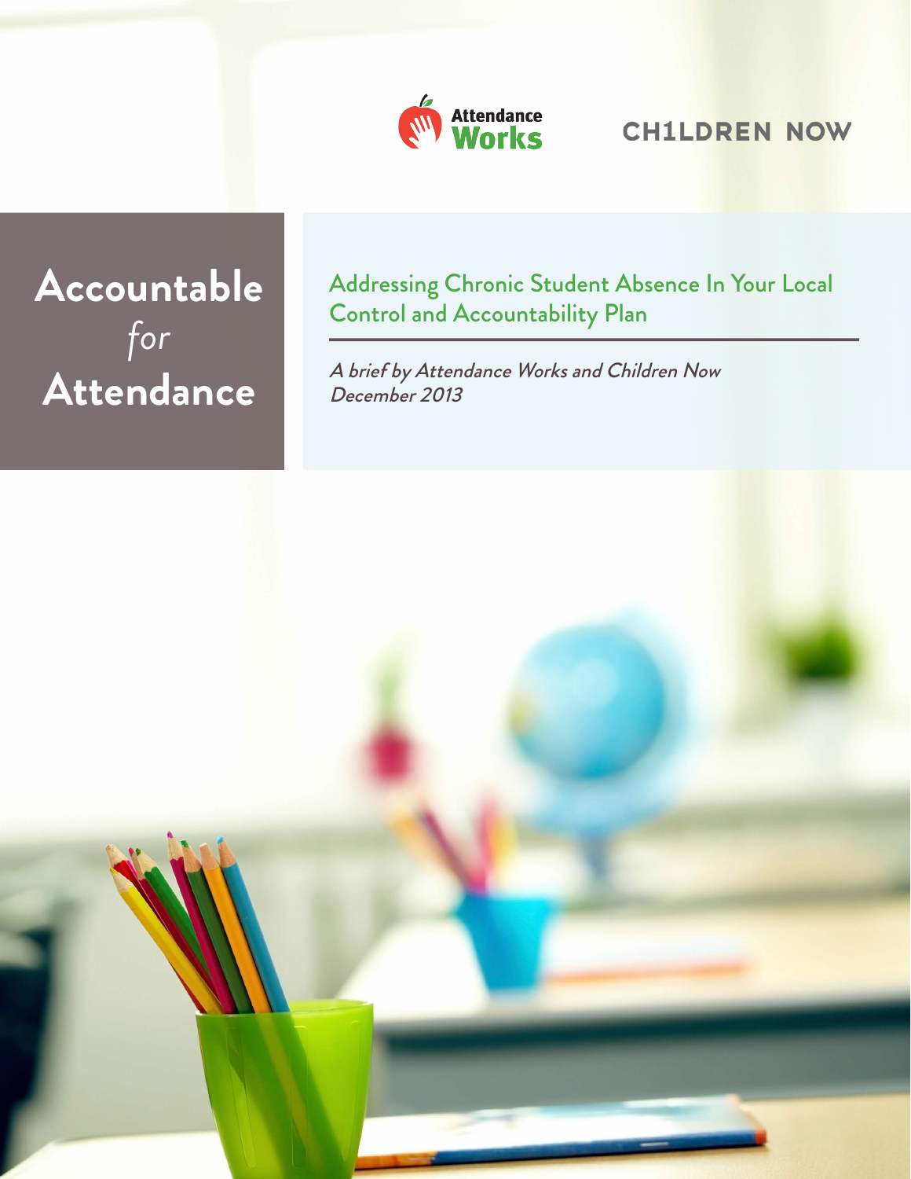Attendance Works

CH1LDREN NOW

# Accountable *for* Attendance

## Addressing Chronic Student Absence In Your Local Control and Accountability Plan

*A brief by Attendance Works and Children Now*
*December 2013*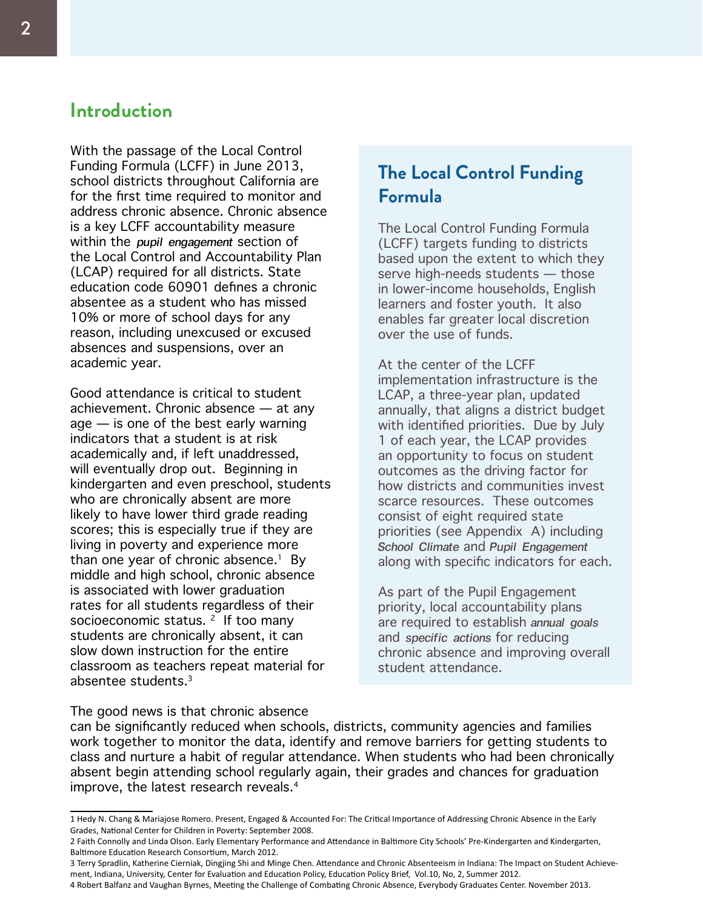## Introduction

With the passage of the Local Control Funding Formula (LCFF) in June 2013, school districts throughout California are for the first time required to monitor and address chronic absence. Chronic absence is a key LCFF accountability measure within the *pupil engagement* section of the Local Control and Accountability Plan (LCAP) required for all districts. State education code 60901 defines a chronic absentee as a student who has missed 10% or more of school days for any reason, including unexcused or excused absences and suspensions, over an academic year.

Good attendance is critical to student achievement. Chronic absence — at any age — is one of the best early warning indicators that a student is at risk academically and, if left unaddressed, will eventually drop out. Beginning in kindergarten and even preschool, students who are chronically absent are more likely to have lower third grade reading scores; this is especially true if they are living in poverty and experience more than one year of chronic absence.[1] By middle and high school, chronic absence is associated with lower graduation rates for all students regardless of their socioeconomic status.[2] If too many students are chronically absent, it can slow down instruction for the entire classroom as teachers repeat material for absentee students.[3]

### The Local Control Funding Formula

The Local Control Funding Formula (LCFF) targets funding to districts based upon the extent to which they serve high-needs students — those in lower-income households, English learners and foster youth. It also enables far greater local discretion over the use of funds.

At the center of the LCFF implementation infrastructure is the LCAP, a three-year plan, updated annually, that aligns a district budget with identified priorities. Due by July 1 of each year, the LCAP provides an opportunity to focus on student outcomes as the driving factor for how districts and communities invest scarce resources. These outcomes consist of eight required state priorities (see Appendix A) including *School Climate* and *Pupil Engagement* along with specific indicators for each.

As part of the Pupil Engagement priority, local accountability plans are required to establish *annual goals* and *specific actions* for reducing chronic absence and improving overall student attendance.

The good news is that chronic absence can be significantly reduced when schools, districts, community agencies and families work together to monitor the data, identify and remove barriers for getting students to class and nurture a habit of regular attendance. When students who had been chronically absent begin attending school regularly again, their grades and chances for graduation improve, the latest research reveals.[4]

---

1 Hedy N. Chang & Mariajose Romero. Present, Engaged & Accounted For: The Critical Importance of Addressing Chronic Absence in the Early Grades, National Center for Children in Poverty: September 2008.

2 Faith Connolly and Linda Olson. Early Elementary Performance and Attendance in Baltimore City Schools' Pre-Kindergarten and Kindergarten, Baltimore Education Research Consortium, March 2012.

3 Terry Spradlin, Katherine Cierniak, Dingjing Shi and Minge Chen. Attendance and Chronic Absenteeism in Indiana: The Impact on Student Achievement, Indiana, University, Center for Evaluation and Education Policy, Education Policy Brief, Vol.10, No, 2, Summer 2012.

4 Robert Balfanz and Vaughan Byrnes, Meeting the Challenge of Combating Chronic Absence, Everybody Graduates Center. November 2013.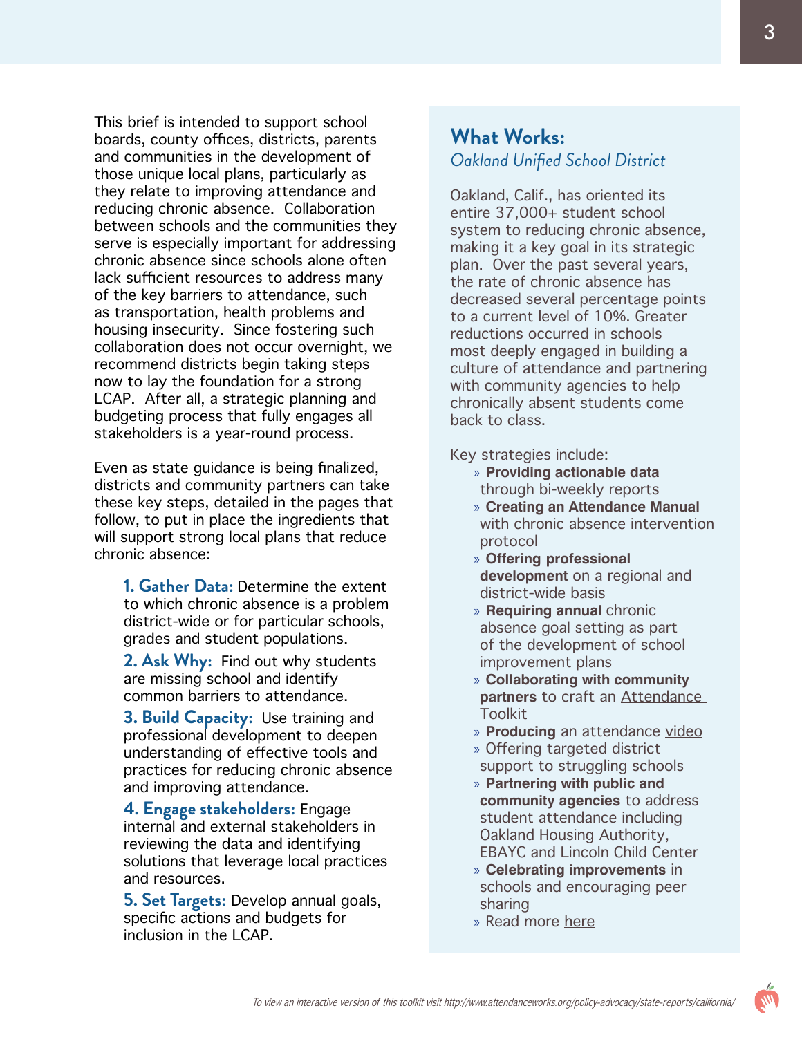This brief is intended to support school boards, county offices, districts, parents and communities in the development of those unique local plans, particularly as they relate to improving attendance and reducing chronic absence. Collaboration between schools and the communities they serve is especially important for addressing chronic absence since schools alone often lack sufficient resources to address many of the key barriers to attendance, such as transportation, health problems and housing insecurity. Since fostering such collaboration does not occur overnight, we recommend districts begin taking steps now to lay the foundation for a strong LCAP. After all, a strategic planning and budgeting process that fully engages all stakeholders is a year-round process.

Even as state guidance is being finalized, districts and community partners can take these key steps, detailed in the pages that follow, to put in place the ingredients that will support strong local plans that reduce chronic absence:

1. **Gather Data:** Determine the extent to which chronic absence is a problem district-wide or for particular schools, grades and student populations.
2. **Ask Why:** Find out why students are missing school and identify common barriers to attendance.
3. **Build Capacity:** Use training and professional development to deepen understanding of effective tools and practices for reducing chronic absence and improving attendance.
4. **Engage stakeholders:** Engage internal and external stakeholders in reviewing the data and identifying solutions that leverage local practices and resources.
5. **Set Targets:** Develop annual goals, specific actions and budgets for inclusion in the LCAP.

## What Works:

*Oakland Unified School District*

Oakland, Calif., has oriented its entire 37,000+ student school system to reducing chronic absence, making it a key goal in its strategic plan. Over the past several years, the rate of chronic absence has decreased several percentage points to a current level of 10%. Greater reductions occurred in schools most deeply engaged in building a culture of attendance and partnering with community agencies to help chronically absent students come back to class.

Key strategies include:

- **Providing actionable data** through bi-weekly reports
- **Creating an Attendance Manual** with chronic absence intervention protocol
- **Offering professional development** on a regional and district-wide basis
- **Requiring annual** chronic absence goal setting as part of the development of school improvement plans
- **Collaborating with community partners** to craft an Attendance Toolkit
- **Producing** an attendance video
- Offering targeted district support to struggling schools
- **Partnering with public and community agencies** to address student attendance including Oakland Housing Authority, EBAYC and Lincoln Child Center
- **Celebrating improvements** in schools and encouraging peer sharing
- Read more here

*To view an interactive version of this toolkit visit http://www.attendanceworks.org/policy-advocacy/state-reports/california/*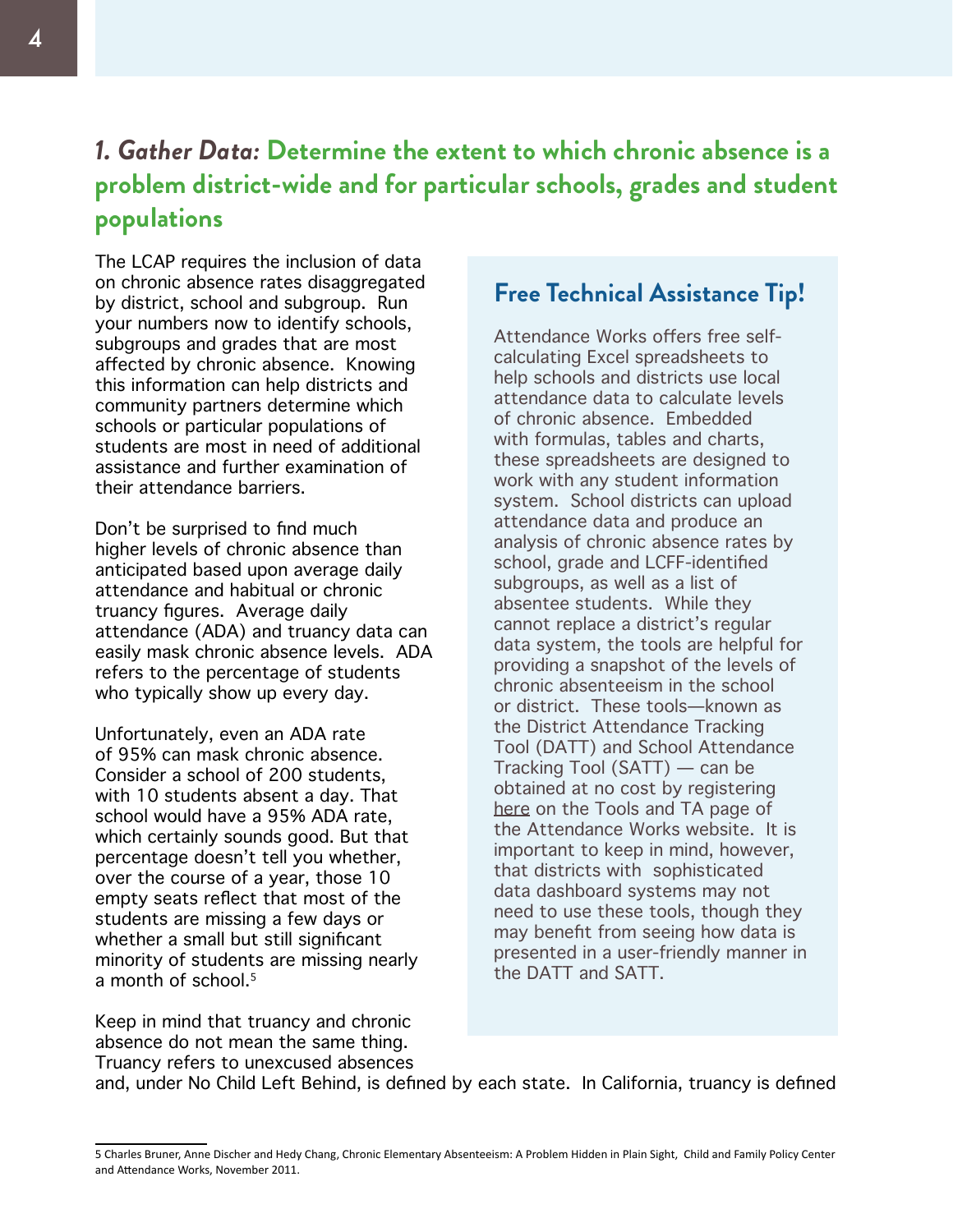## *1. Gather Data:* Determine the extent to which chronic absence is a problem district-wide and for particular schools, grades and student populations

The LCAP requires the inclusion of data on chronic absence rates disaggregated by district, school and subgroup. Run your numbers now to identify schools, subgroups and grades that are most affected by chronic absence. Knowing this information can help districts and community partners determine which schools or particular populations of students are most in need of additional assistance and further examination of their attendance barriers.

Don't be surprised to find much higher levels of chronic absence than anticipated based upon average daily attendance and habitual or chronic truancy figures. Average daily attendance (ADA) and truancy data can easily mask chronic absence levels. ADA refers to the percentage of students who typically show up every day.

Unfortunately, even an ADA rate of 95% can mask chronic absence. Consider a school of 200 students, with 10 students absent a day. That school would have a 95% ADA rate, which certainly sounds good. But that percentage doesn't tell you whether, over the course of a year, those 10 empty seats reflect that most of the students are missing a few days or whether a small but still significant minority of students are missing nearly a month of school.[5]

Keep in mind that truancy and chronic absence do not mean the same thing. Truancy refers to unexcused absences and, under No Child Left Behind, is defined by each state. In California, truancy is defined

### Free Technical Assistance Tip!

Attendance Works offers free self-calculating Excel spreadsheets to help schools and districts use local attendance data to calculate levels of chronic absence. Embedded with formulas, tables and charts, these spreadsheets are designed to work with any student information system. School districts can upload attendance data and produce an analysis of chronic absence rates by school, grade and LCFF-identified subgroups, as well as a list of absentee students. While they cannot replace a district's regular data system, the tools are helpful for providing a snapshot of the levels of chronic absenteeism in the school or district. These tools—known as the District Attendance Tracking Tool (DATT) and School Attendance Tracking Tool (SATT) — can be obtained at no cost by registering here on the Tools and TA page of the Attendance Works website. It is important to keep in mind, however, that districts with sophisticated data dashboard systems may not need to use these tools, though they may benefit from seeing how data is presented in a user-friendly manner in the DATT and SATT.

---

5 Charles Bruner, Anne Discher and Hedy Chang, Chronic Elementary Absenteeism: A Problem Hidden in Plain Sight, Child and Family Policy Center and Attendance Works, November 2011.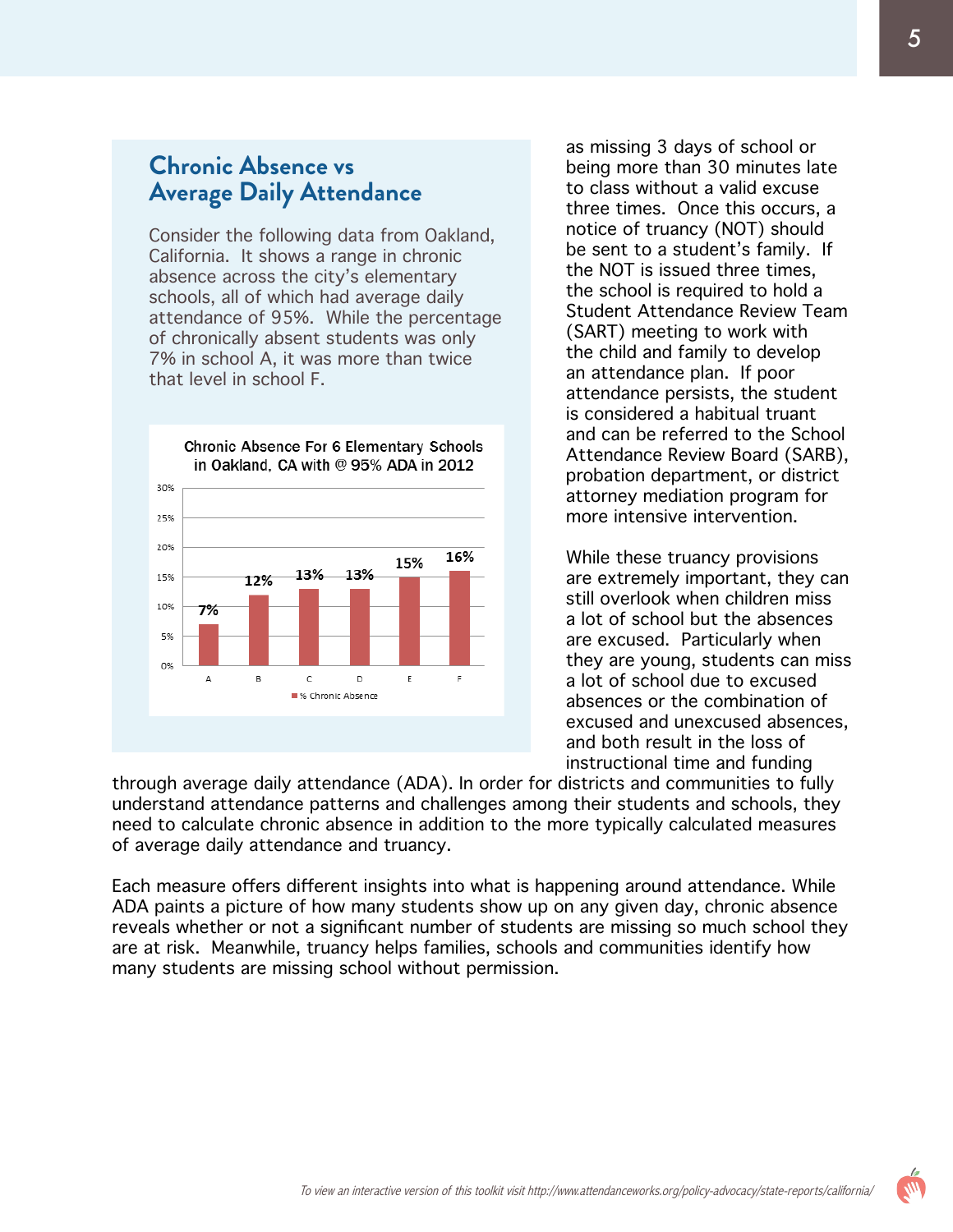## Chronic Absence vs Average Daily Attendance

Consider the following data from Oakland, California. It shows a range in chronic absence across the city's elementary schools, all of which had average daily attendance of 95%. While the percentage of chronically absent students was only 7% in school A, it was more than twice that level in school F.

**Chronic Absence For 6 Elementary Schools in Oakland, CA with @ 95% ADA in 2012**

| School | % Chronic Absence |
|---|---|
| A | 7% |
| B | 12% |
| C | 13% |
| D | 13% |
| E | 15% |
| F | 16% |

as missing 3 days of school or being more than 30 minutes late to class without a valid excuse three times. Once this occurs, a notice of truancy (NOT) should be sent to a student's family. If the NOT is issued three times, the school is required to hold a Student Attendance Review Team (SART) meeting to work with the child and family to develop an attendance plan. If poor attendance persists, the student is considered a habitual truant and can be referred to the School Attendance Review Board (SARB), probation department, or district attorney mediation program for more intensive intervention.

While these truancy provisions are extremely important, they can still overlook when children miss a lot of school but the absences are excused. Particularly when they are young, students can miss a lot of school due to excused absences or the combination of excused and unexcused absences, and both result in the loss of instructional time and funding through average daily attendance (ADA). In order for districts and communities to fully understand attendance patterns and challenges among their students and schools, they need to calculate chronic absence in addition to the more typically calculated measures of average daily attendance and truancy.

Each measure offers different insights into what is happening around attendance. While ADA paints a picture of how many students show up on any given day, chronic absence reveals whether or not a significant number of students are missing so much school they are at risk. Meanwhile, truancy helps families, schools and communities identify how many students are missing school without permission.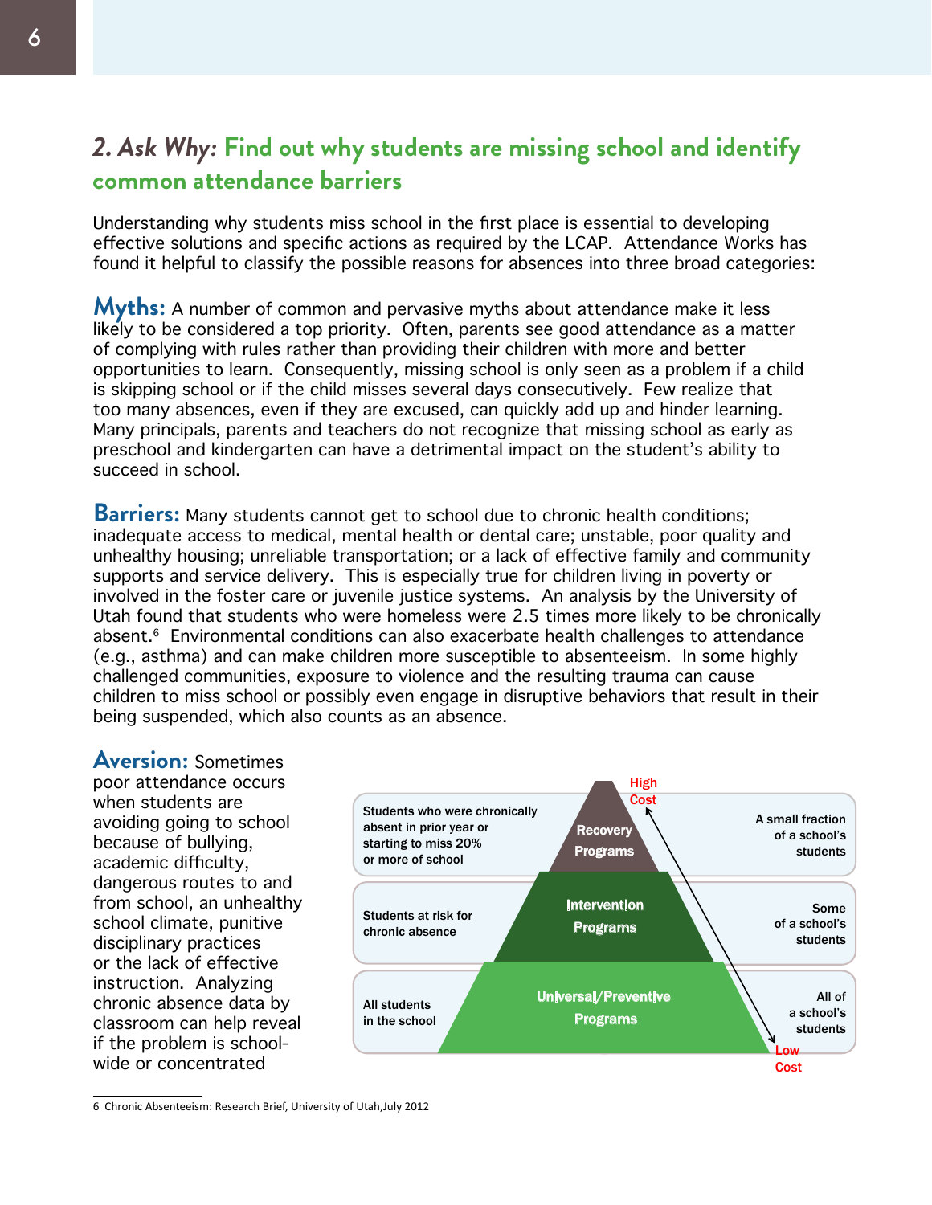## 2. *Ask Why:* Find out why students are missing school and identify common attendance barriers

Understanding why students miss school in the first place is essential to developing effective solutions and specific actions as required by the LCAP. Attendance Works has found it helpful to classify the possible reasons for absences into three broad categories:

**Myths:** A number of common and pervasive myths about attendance make it less likely to be considered a top priority. Often, parents see good attendance as a matter of complying with rules rather than providing their children with more and better opportunities to learn. Consequently, missing school is only seen as a problem if a child is skipping school or if the child misses several days consecutively. Few realize that too many absences, even if they are excused, can quickly add up and hinder learning. Many principals, parents and teachers do not recognize that missing school as early as preschool and kindergarten can have a detrimental impact on the student's ability to succeed in school.

**Barriers:** Many students cannot get to school due to chronic health conditions; inadequate access to medical, mental health or dental care; unstable, poor quality and unhealthy housing; unreliable transportation; or a lack of effective family and community supports and service delivery. This is especially true for children living in poverty or involved in the foster care or juvenile justice systems. An analysis by the University of Utah found that students who were homeless were 2.5 times more likely to be chronically absent.[6] Environmental conditions can also exacerbate health challenges to attendance (e.g., asthma) and can make children more susceptible to absenteeism. In some highly challenged communities, exposure to violence and the resulting trauma can cause children to miss school or possibly even engage in disruptive behaviors that result in their being suspended, which also counts as an absence.

**Aversion:** Sometimes poor attendance occurs when students are avoiding going to school because of bullying, academic difficulty, dangerous routes to and from school, an unhealthy school climate, punitive disciplinary practices or the lack of effective instruction. Analyzing chronic absence data by classroom can help reveal if the problem is school-wide or concentrated

| Target students | Program tier | Share of students |
| --- | --- | --- |
| Students who were chronically absent in prior year or starting to miss 20% or more of school | Recovery Programs (High Cost) | A small fraction of a school's students |
| Students at risk for chronic absence | Intervention Programs | Some of a school's students |
| All students in the school | Universal/Preventive Programs (Low Cost) | All of a school's students |

6 Chronic Absenteeism: Research Brief, University of Utah, July 2012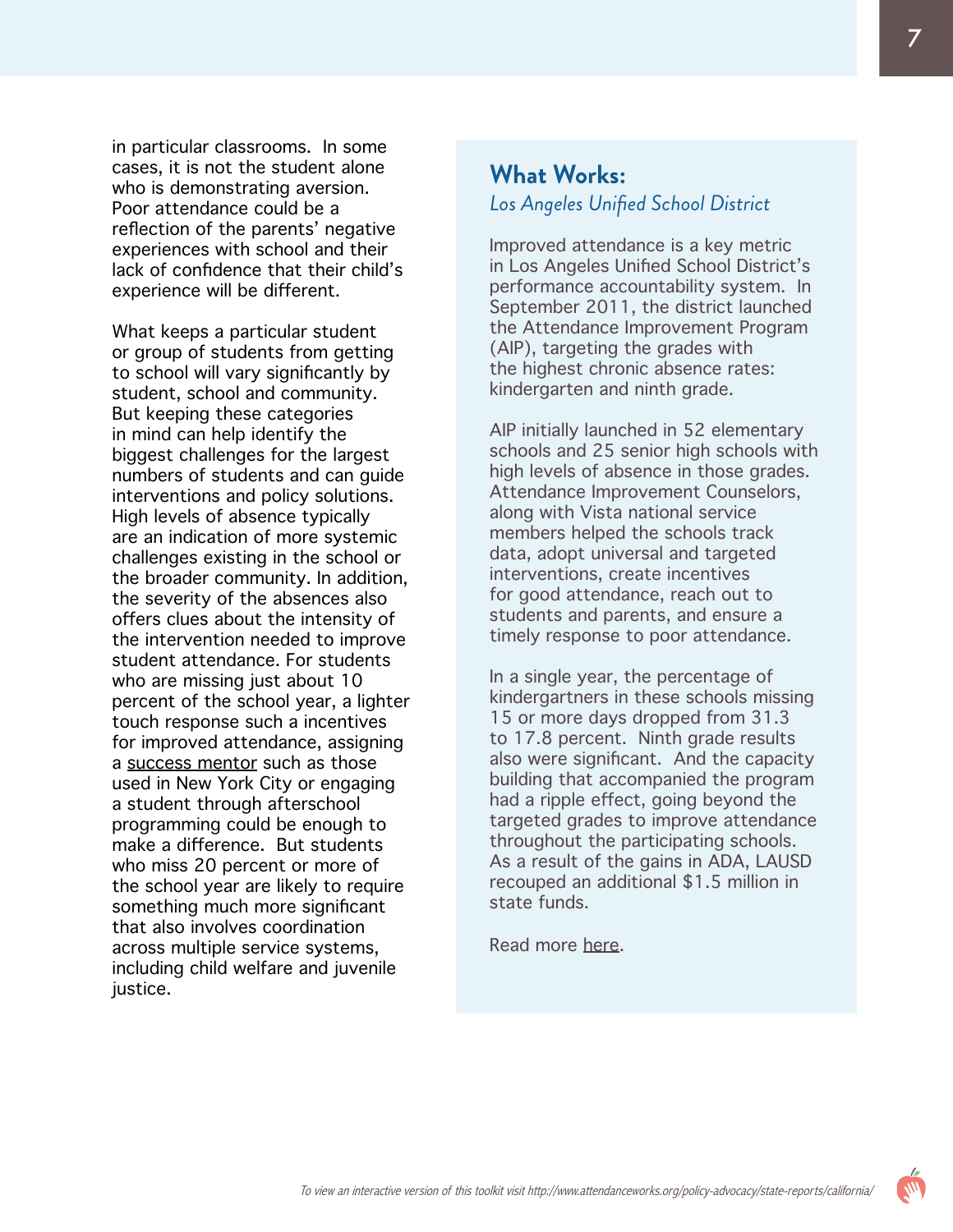in particular classrooms. In some cases, it is not the student alone who is demonstrating aversion. Poor attendance could be a reflection of the parents' negative experiences with school and their lack of confidence that their child's experience will be different.

What keeps a particular student or group of students from getting to school will vary significantly by student, school and community. But keeping these categories in mind can help identify the biggest challenges for the largest numbers of students and can guide interventions and policy solutions. High levels of absence typically are an indication of more systemic challenges existing in the school or the broader community. In addition, the severity of the absences also offers clues about the intensity of the intervention needed to improve student attendance. For students who are missing just about 10 percent of the school year, a lighter touch response such a incentives for improved attendance, assigning a success mentor such as those used in New York City or engaging a student through afterschool programming could be enough to make a difference. But students who miss 20 percent or more of the school year are likely to require something much more significant that also involves coordination across multiple service systems, including child welfare and juvenile justice.

## What Works:

*Los Angeles Unified School District*

Improved attendance is a key metric in Los Angeles Unified School District's performance accountability system. In September 2011, the district launched the Attendance Improvement Program (AIP), targeting the grades with the highest chronic absence rates: kindergarten and ninth grade.

AIP initially launched in 52 elementary schools and 25 senior high schools with high levels of absence in those grades. Attendance Improvement Counselors, along with Vista national service members helped the schools track data, adopt universal and targeted interventions, create incentives for good attendance, reach out to students and parents, and ensure a timely response to poor attendance.

In a single year, the percentage of kindergartners in these schools missing 15 or more days dropped from 31.3 to 17.8 percent. Ninth grade results also were significant. And the capacity building that accompanied the program had a ripple effect, going beyond the targeted grades to improve attendance throughout the participating schools. As a result of the gains in ADA, LAUSD recouped an additional $1.5 million in state funds.

Read more here.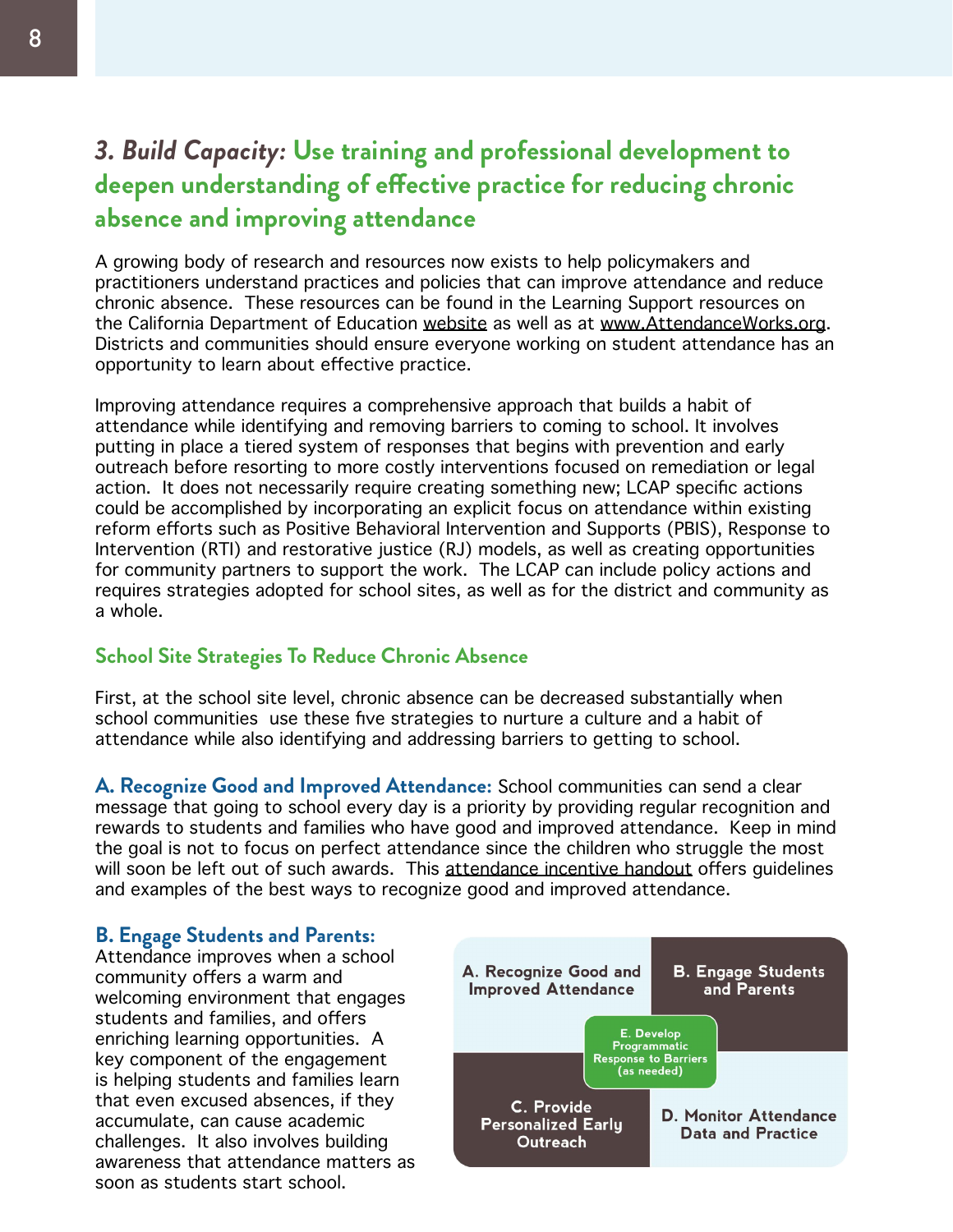## *3. Build Capacity:* Use training and professional development to deepen understanding of effective practice for reducing chronic absence and improving attendance

A growing body of research and resources now exists to help policymakers and practitioners understand practices and policies that can improve attendance and reduce chronic absence. These resources can be found in the Learning Support resources on the California Department of Education website as well as at www.AttendanceWorks.org. Districts and communities should ensure everyone working on student attendance has an opportunity to learn about effective practice.

Improving attendance requires a comprehensive approach that builds a habit of attendance while identifying and removing barriers to coming to school. It involves putting in place a tiered system of responses that begins with prevention and early outreach before resorting to more costly interventions focused on remediation or legal action. It does not necessarily require creating something new; LCAP specific actions could be accomplished by incorporating an explicit focus on attendance within existing reform efforts such as Positive Behavioral Intervention and Supports (PBIS), Response to Intervention (RTI) and restorative justice (RJ) models, as well as creating opportunities for community partners to support the work. The LCAP can include policy actions and requires strategies adopted for school sites, as well as for the district and community as a whole.

### School Site Strategies To Reduce Chronic Absence

First, at the school site level, chronic absence can be decreased substantially when school communities use these five strategies to nurture a culture and a habit of attendance while also identifying and addressing barriers to getting to school.

**A. Recognize Good and Improved Attendance:** School communities can send a clear message that going to school every day is a priority by providing regular recognition and rewards to students and families who have good and improved attendance. Keep in mind the goal is not to focus on perfect attendance since the children who struggle the most will soon be left out of such awards. This attendance incentive handout offers guidelines and examples of the best ways to recognize good and improved attendance.

**B. Engage Students and Parents:** Attendance improves when a school community offers a warm and welcoming environment that engages students and families, and offers enriching learning opportunities. A key component of the engagement is helping students and families learn that even excused absences, if they accumulate, can cause academic challenges. It also involves building awareness that attendance matters as soon as students start school.

| A. Recognize Good and Improved Attendance | B. Engage Students and Parents |
|---|---|
| C. Provide Personalized Early Outreach | D. Monitor Attendance Data and Practice |

E. Develop Programmatic Response to Barriers (as needed)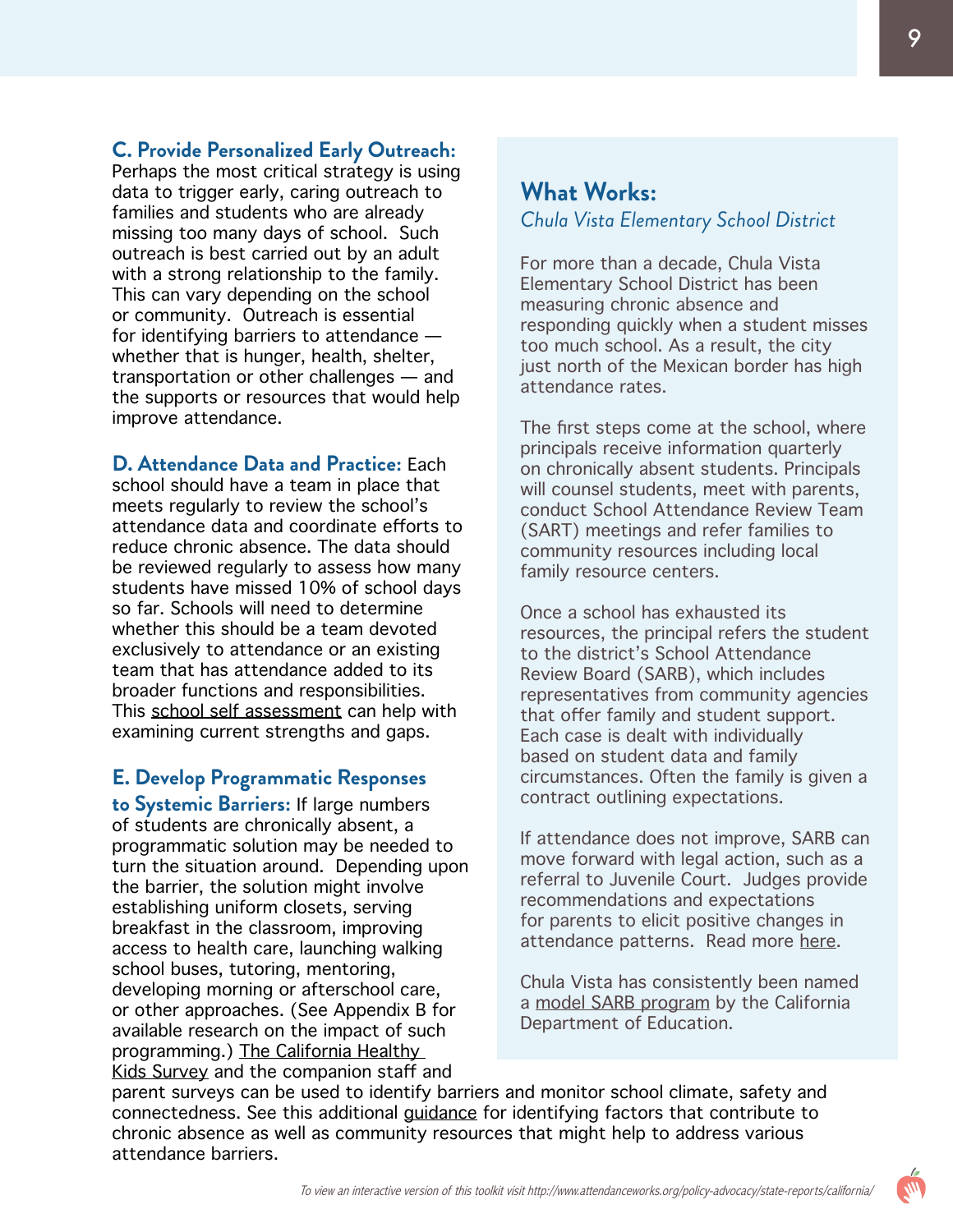**C. Provide Personalized Early Outreach:** Perhaps the most critical strategy is using data to trigger early, caring outreach to families and students who are already missing too many days of school. Such outreach is best carried out by an adult with a strong relationship to the family. This can vary depending on the school or community. Outreach is essential for identifying barriers to attendance — whether that is hunger, health, shelter, transportation or other challenges — and the supports or resources that would help improve attendance.

**D. Attendance Data and Practice:** Each school should have a team in place that meets regularly to review the school's attendance data and coordinate efforts to reduce chronic absence. The data should be reviewed regularly to assess how many students have missed 10% of school days so far. Schools will need to determine whether this should be a team devoted exclusively to attendance or an existing team that has attendance added to its broader functions and responsibilities. This school self assessment can help with examining current strengths and gaps.

**E. Develop Programmatic Responses to Systemic Barriers:** If large numbers of students are chronically absent, a programmatic solution may be needed to turn the situation around. Depending upon the barrier, the solution might involve establishing uniform closets, serving breakfast in the classroom, improving access to health care, launching walking school buses, tutoring, mentoring, developing morning or afterschool care, or other approaches. (See Appendix B for available research on the impact of such programming.) The California Healthy Kids Survey and the companion staff and parent surveys can be used to identify barriers and monitor school climate, safety and connectedness. See this additional guidance for identifying factors that contribute to chronic absence as well as community resources that might help to address various attendance barriers.

## What Works:

*Chula Vista Elementary School District*

For more than a decade, Chula Vista Elementary School District has been measuring chronic absence and responding quickly when a student misses too much school. As a result, the city just north of the Mexican border has high attendance rates.

The first steps come at the school, where principals receive information quarterly on chronically absent students. Principals will counsel students, meet with parents, conduct School Attendance Review Team (SART) meetings and refer families to community resources including local family resource centers.

Once a school has exhausted its resources, the principal refers the student to the district's School Attendance Review Board (SARB), which includes representatives from community agencies that offer family and student support. Each case is dealt with individually based on student data and family circumstances. Often the family is given a contract outlining expectations.

If attendance does not improve, SARB can move forward with legal action, such as a referral to Juvenile Court. Judges provide recommendations and expectations for parents to elicit positive changes in attendance patterns. Read more here.

Chula Vista has consistently been named a model SARB program by the California Department of Education.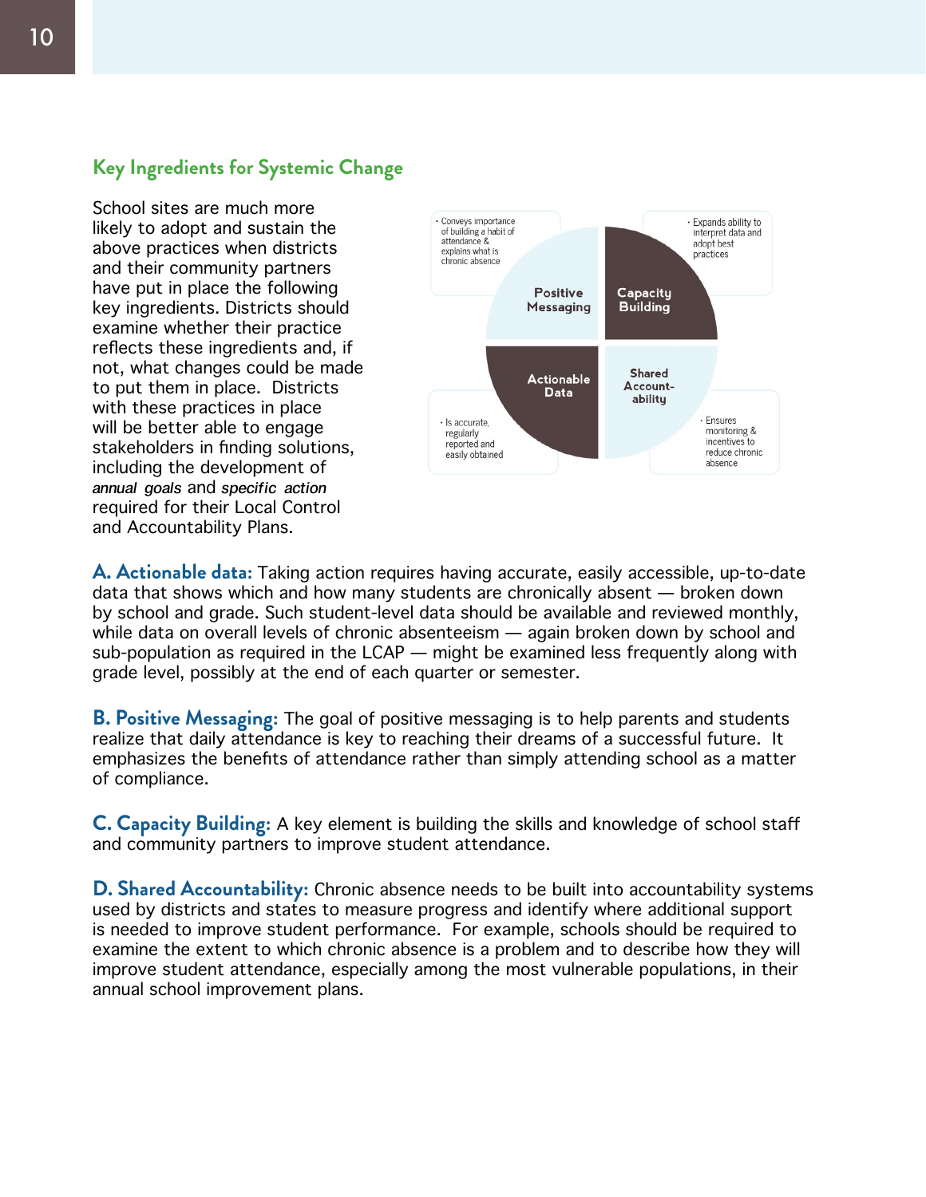## Key Ingredients for Systemic Change

School sites are much more likely to adopt and sustain the above practices when districts and their community partners have put in place the following key ingredients. Districts should examine whether their practice reflects these ingredients and, if not, what changes could be made to put them in place. Districts with these practices in place will be better able to engage stakeholders in finding solutions, including the development of *annual goals* and *specific action* required for their Local Control and Accountability Plans.

- **Positive Messaging**
  - Conveys importance of building a habit of attendance & explains what is chronic absence
- **Capacity Building**
  - Expands ability to interpret data and adopt best practices
- **Actionable Data**
  - Is accurate, regularly reported and easily obtained
- **Shared Accountability**
  - Ensures monitoring & incentives to reduce chronic absence

**A. Actionable data:** Taking action requires having accurate, easily accessible, up-to-date data that shows which and how many students are chronically absent — broken down by school and grade. Such student-level data should be available and reviewed monthly, while data on overall levels of chronic absenteeism — again broken down by school and sub-population as required in the LCAP — might be examined less frequently along with grade level, possibly at the end of each quarter or semester.

**B. Positive Messaging:** The goal of positive messaging is to help parents and students realize that daily attendance is key to reaching their dreams of a successful future. It emphasizes the benefits of attendance rather than simply attending school as a matter of compliance.

**C. Capacity Building:** A key element is building the skills and knowledge of school staff and community partners to improve student attendance.

**D. Shared Accountability:** Chronic absence needs to be built into accountability systems used by districts and states to measure progress and identify where additional support is needed to improve student performance. For example, schools should be required to examine the extent to which chronic absence is a problem and to describe how they will improve student attendance, especially among the most vulnerable populations, in their annual school improvement plans.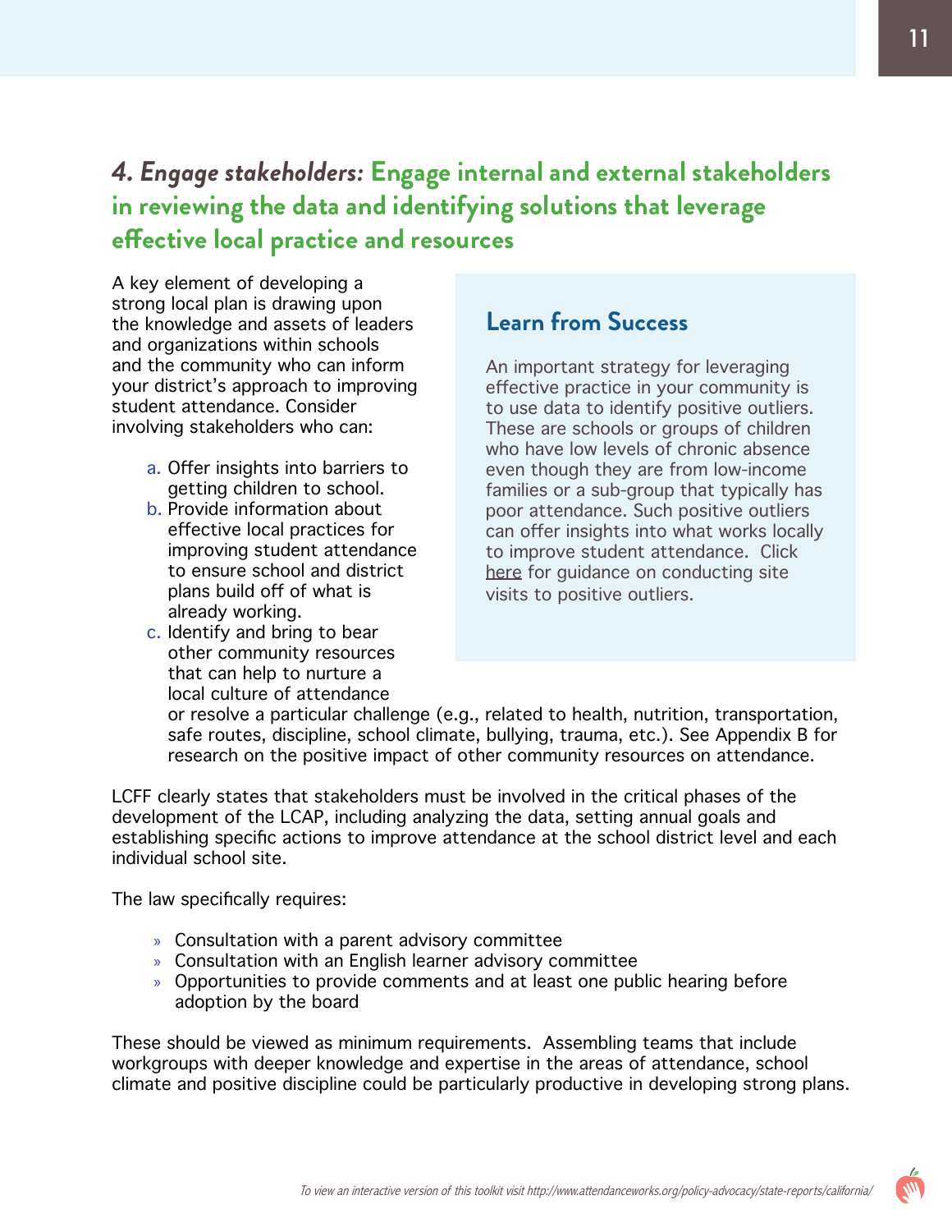## *4. Engage stakeholders:* Engage internal and external stakeholders in reviewing the data and identifying solutions that leverage effective local practice and resources

A key element of developing a strong local plan is drawing upon the knowledge and assets of leaders and organizations within schools and the community who can inform your district's approach to improving student attendance. Consider involving stakeholders who can:

a. Offer insights into barriers to getting children to school.
b. Provide information about effective local practices for improving student attendance to ensure school and district plans build off of what is already working.
c. Identify and bring to bear other community resources that can help to nurture a local culture of attendance or resolve a particular challenge (e.g., related to health, nutrition, transportation, safe routes, discipline, school climate, bullying, trauma, etc.). See Appendix B for research on the positive impact of other community resources on attendance.

### Learn from Success

An important strategy for leveraging effective practice in your community is to use data to identify positive outliers. These are schools or groups of children who have low levels of chronic absence even though they are from low-income families or a sub-group that typically has poor attendance. Such positive outliers can offer insights into what works locally to improve student attendance. Click here for guidance on conducting site visits to positive outliers.

LCFF clearly states that stakeholders must be involved in the critical phases of the development of the LCAP, including analyzing the data, setting annual goals and establishing specific actions to improve attendance at the school district level and each individual school site.

The law specifically requires:

- Consultation with a parent advisory committee
- Consultation with an English learner advisory committee
- Opportunities to provide comments and at least one public hearing before adoption by the board

These should be viewed as minimum requirements. Assembling teams that include workgroups with deeper knowledge and expertise in the areas of attendance, school climate and positive discipline could be particularly productive in developing strong plans.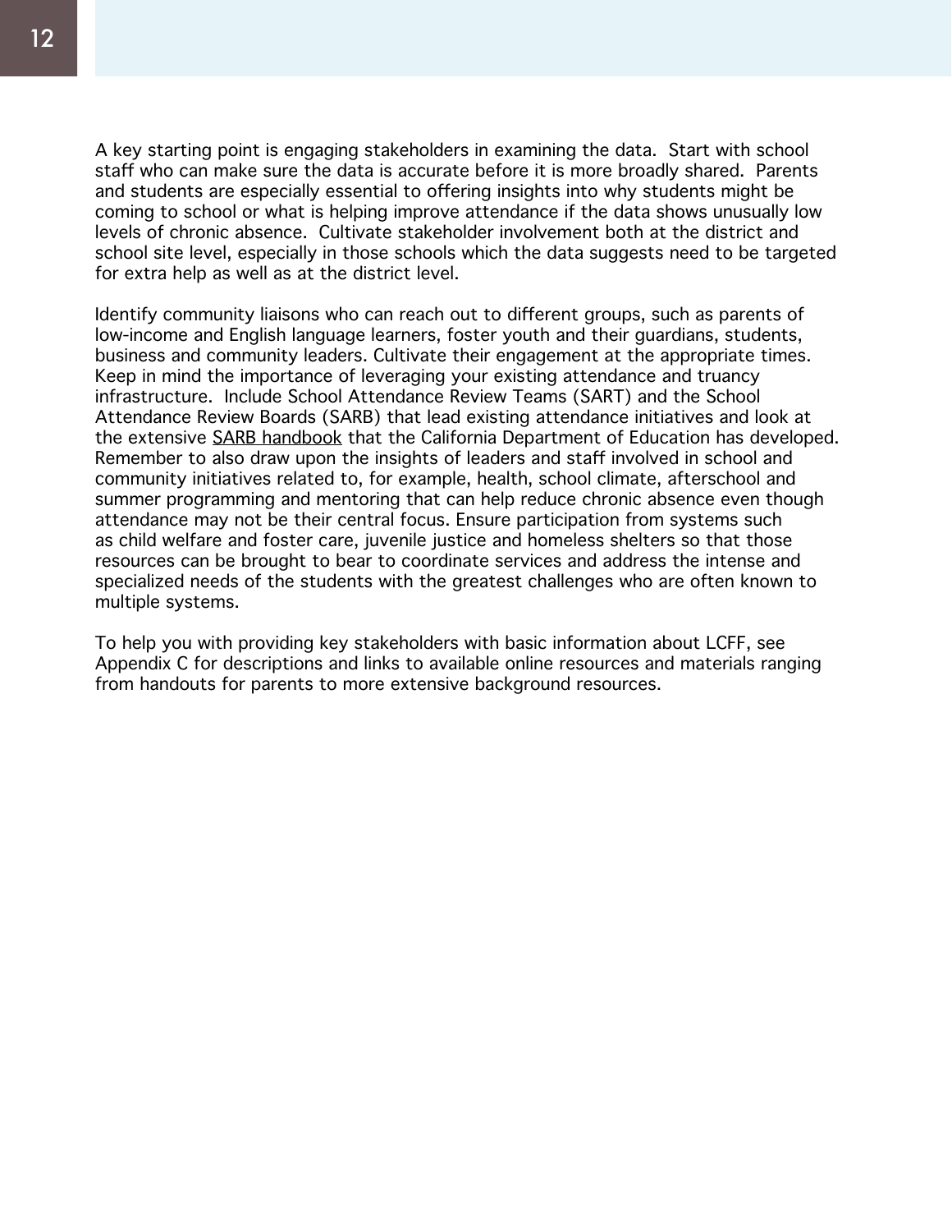A key starting point is engaging stakeholders in examining the data. Start with school staff who can make sure the data is accurate before it is more broadly shared. Parents and students are especially essential to offering insights into why students might be coming to school or what is helping improve attendance if the data shows unusually low levels of chronic absence. Cultivate stakeholder involvement both at the district and school site level, especially in those schools which the data suggests need to be targeted for extra help as well as at the district level.

Identify community liaisons who can reach out to different groups, such as parents of low-income and English language learners, foster youth and their guardians, students, business and community leaders. Cultivate their engagement at the appropriate times. Keep in mind the importance of leveraging your existing attendance and truancy infrastructure. Include School Attendance Review Teams (SART) and the School Attendance Review Boards (SARB) that lead existing attendance initiatives and look at the extensive SARB handbook that the California Department of Education has developed. Remember to also draw upon the insights of leaders and staff involved in school and community initiatives related to, for example, health, school climate, afterschool and summer programming and mentoring that can help reduce chronic absence even though attendance may not be their central focus. Ensure participation from systems such as child welfare and foster care, juvenile justice and homeless shelters so that those resources can be brought to bear to coordinate services and address the intense and specialized needs of the students with the greatest challenges who are often known to multiple systems.

To help you with providing key stakeholders with basic information about LCFF, see Appendix C for descriptions and links to available online resources and materials ranging from handouts for parents to more extensive background resources.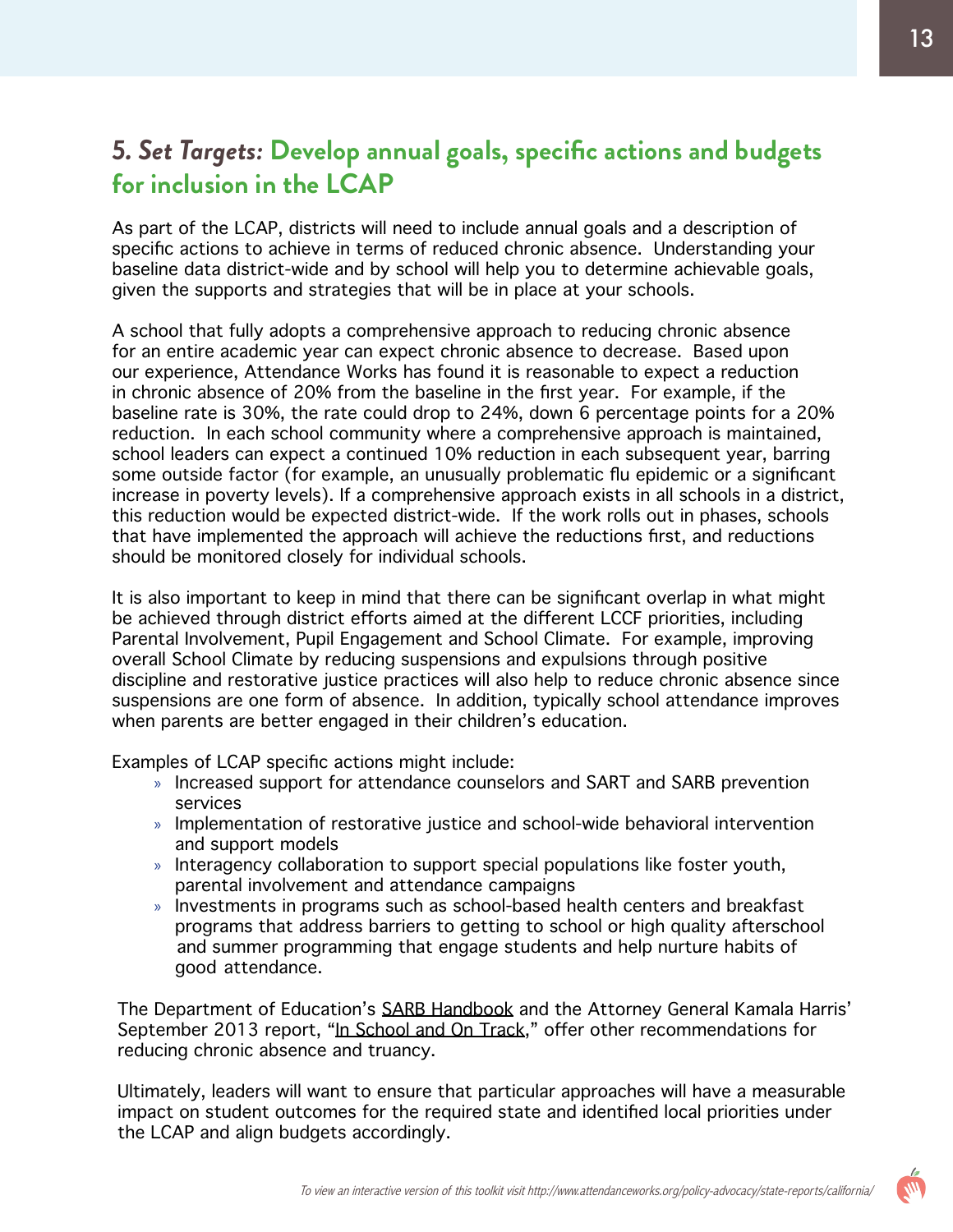## *5. Set Targets:* Develop annual goals, specific actions and budgets for inclusion in the LCAP

As part of the LCAP, districts will need to include annual goals and a description of specific actions to achieve in terms of reduced chronic absence. Understanding your baseline data district-wide and by school will help you to determine achievable goals, given the supports and strategies that will be in place at your schools.

A school that fully adopts a comprehensive approach to reducing chronic absence for an entire academic year can expect chronic absence to decrease. Based upon our experience, Attendance Works has found it is reasonable to expect a reduction in chronic absence of 20% from the baseline in the first year. For example, if the baseline rate is 30%, the rate could drop to 24%, down 6 percentage points for a 20% reduction. In each school community where a comprehensive approach is maintained, school leaders can expect a continued 10% reduction in each subsequent year, barring some outside factor (for example, an unusually problematic flu epidemic or a significant increase in poverty levels). If a comprehensive approach exists in all schools in a district, this reduction would be expected district-wide. If the work rolls out in phases, schools that have implemented the approach will achieve the reductions first, and reductions should be monitored closely for individual schools.

It is also important to keep in mind that there can be significant overlap in what might be achieved through district efforts aimed at the different LCCF priorities, including Parental Involvement, Pupil Engagement and School Climate. For example, improving overall School Climate by reducing suspensions and expulsions through positive discipline and restorative justice practices will also help to reduce chronic absence since suspensions are one form of absence. In addition, typically school attendance improves when parents are better engaged in their children's education.

Examples of LCAP specific actions might include:

- Increased support for attendance counselors and SART and SARB prevention services
- Implementation of restorative justice and school-wide behavioral intervention and support models
- Interagency collaboration to support special populations like foster youth, parental involvement and attendance campaigns
- Investments in programs such as school-based health centers and breakfast programs that address barriers to getting to school or high quality afterschool and summer programming that engage students and help nurture habits of good attendance.

The Department of Education's SARB Handbook and the Attorney General Kamala Harris' September 2013 report, "In School and On Track," offer other recommendations for reducing chronic absence and truancy.

Ultimately, leaders will want to ensure that particular approaches will have a measurable impact on student outcomes for the required state and identified local priorities under the LCAP and align budgets accordingly.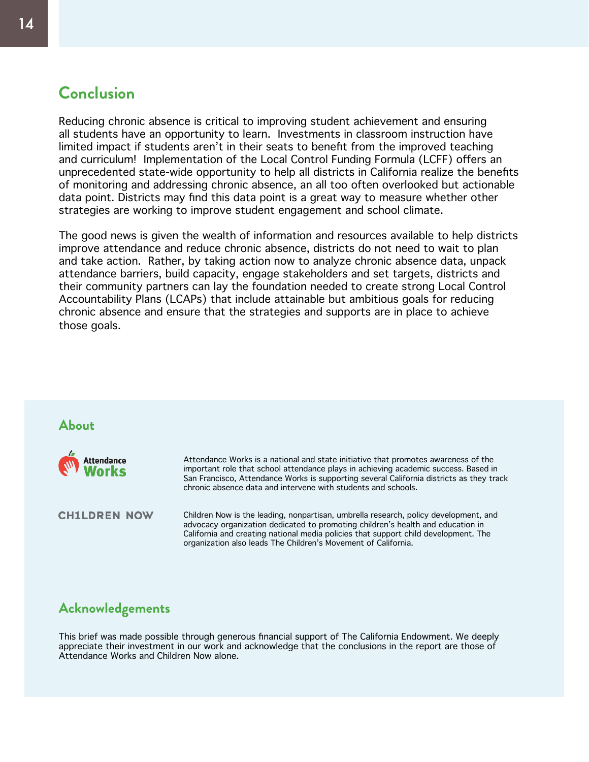## Conclusion

Reducing chronic absence is critical to improving student achievement and ensuring all students have an opportunity to learn.  Investments in classroom instruction have limited impact if students aren't in their seats to benefit from the improved teaching and curriculum!  Implementation of the Local Control Funding Formula (LCFF) offers an unprecedented state-wide opportunity to help all districts in California realize the benefits of monitoring and addressing chronic absence, an all too often overlooked but actionable data point. Districts may find this data point is a great way to measure whether other strategies are working to improve student engagement and school climate.

The good news is given the wealth of information and resources available to help districts improve attendance and reduce chronic absence, districts do not need to wait to plan and take action.  Rather, by taking action now to analyze chronic absence data, unpack attendance barriers, build capacity, engage stakeholders and set targets, districts and their community partners can lay the foundation needed to create strong Local Control Accountability Plans (LCAPs) that include attainable but ambitious goals for reducing chronic absence and ensure that the strategies and supports are in place to achieve those goals.

## About

**Attendance Works**

Attendance Works is a national and state initiative that promotes awareness of the important role that school attendance plays in achieving academic success. Based in San Francisco, Attendance Works is supporting several California districts as they track chronic absence data and intervene with students and schools.

**CH1LDREN NOW**

Children Now is the leading, nonpartisan, umbrella research, policy development, and advocacy organization dedicated to promoting children's health and education in California and creating national media policies that support child development. The organization also leads The Children's Movement of California.

## Acknowledgements

This brief was made possible through generous financial support of The California Endowment. We deeply appreciate their investment in our work and acknowledge that the conclusions in the report are those of Attendance Works and Children Now alone.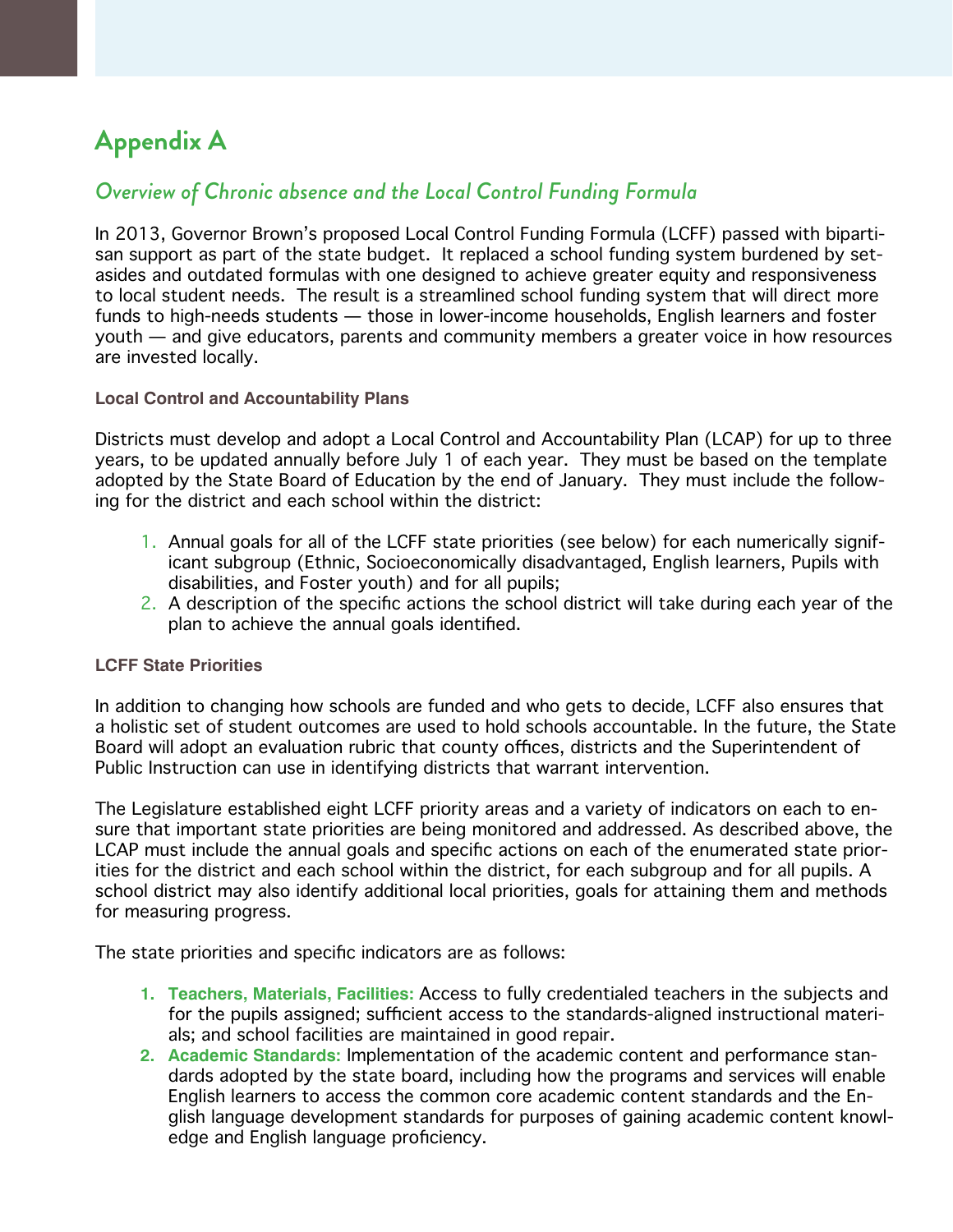# Appendix A

## *Overview of Chronic absence and the Local Control Funding Formula*

In 2013, Governor Brown's proposed Local Control Funding Formula (LCFF) passed with bipartisan support as part of the state budget. It replaced a school funding system burdened by set-asides and outdated formulas with one designed to achieve greater equity and responsiveness to local student needs. The result is a streamlined school funding system that will direct more funds to high-needs students — those in lower-income households, English learners and foster youth — and give educators, parents and community members a greater voice in how resources are invested locally.

### Local Control and Accountability Plans

Districts must develop and adopt a Local Control and Accountability Plan (LCAP) for up to three years, to be updated annually before July 1 of each year. They must be based on the template adopted by the State Board of Education by the end of January. They must include the following for the district and each school within the district:

1. Annual goals for all of the LCFF state priorities (see below) for each numerically significant subgroup (Ethnic, Socioeconomically disadvantaged, English learners, Pupils with disabilities, and Foster youth) and for all pupils;
2. A description of the specific actions the school district will take during each year of the plan to achieve the annual goals identified.

### LCFF State Priorities

In addition to changing how schools are funded and who gets to decide, LCFF also ensures that a holistic set of student outcomes are used to hold schools accountable. In the future, the State Board will adopt an evaluation rubric that county offices, districts and the Superintendent of Public Instruction can use in identifying districts that warrant intervention.

The Legislature established eight LCFF priority areas and a variety of indicators on each to ensure that important state priorities are being monitored and addressed. As described above, the LCAP must include the annual goals and specific actions on each of the enumerated state priorities for the district and each school within the district, for each subgroup and for all pupils. A school district may also identify additional local priorities, goals for attaining them and methods for measuring progress.

The state priorities and specific indicators are as follows:

1. **Teachers, Materials, Facilities:** Access to fully credentialed teachers in the subjects and for the pupils assigned; sufficient access to the standards-aligned instructional materials; and school facilities are maintained in good repair.
2. **Academic Standards:** Implementation of the academic content and performance standards adopted by the state board, including how the programs and services will enable English learners to access the common core academic content standards and the English language development standards for purposes of gaining academic content knowledge and English language proficiency.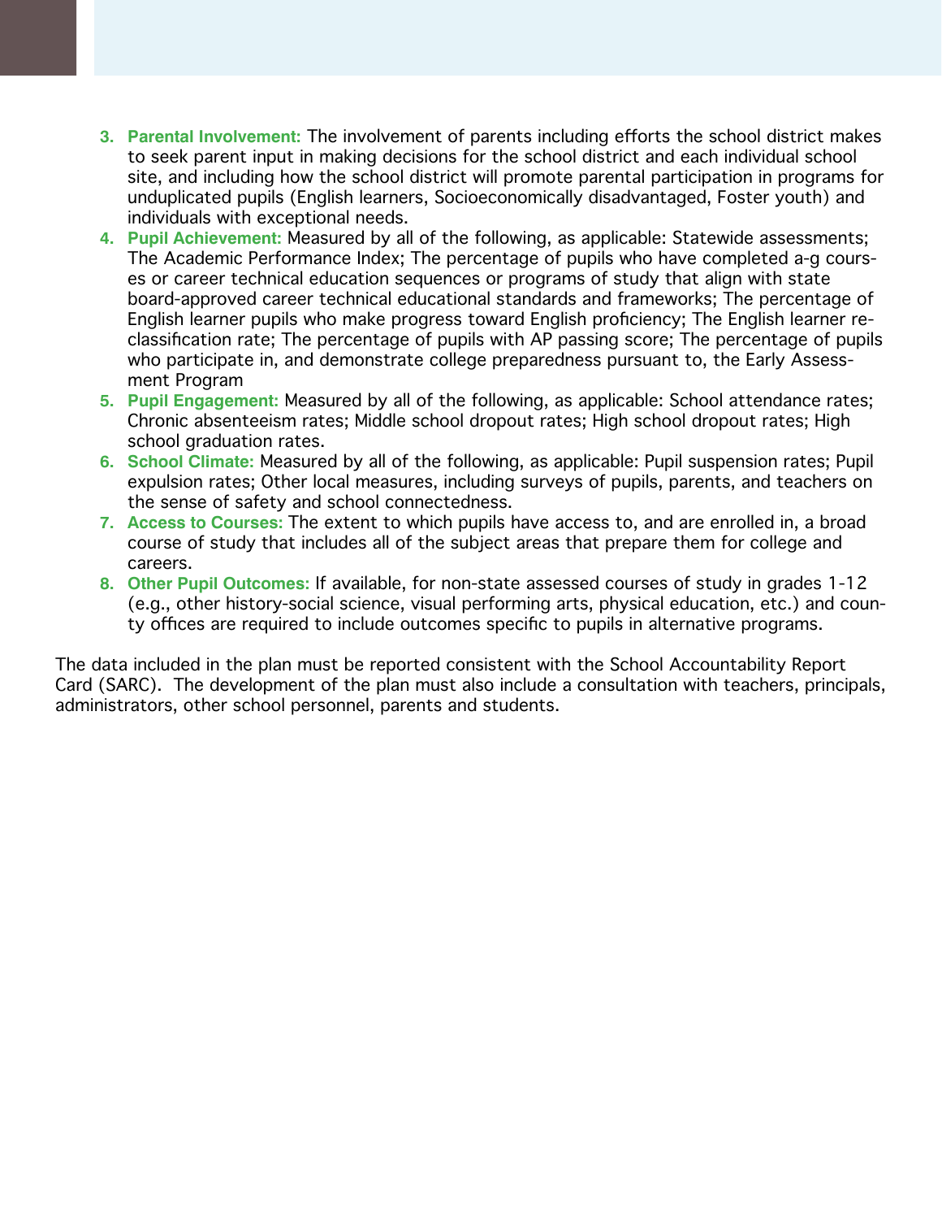3. **Parental Involvement:** The involvement of parents including efforts the school district makes to seek parent input in making decisions for the school district and each individual school site, and including how the school district will promote parental participation in programs for unduplicated pupils (English learners, Socioeconomically disadvantaged, Foster youth) and individuals with exceptional needs.
4. **Pupil Achievement:** Measured by all of the following, as applicable: Statewide assessments; The Academic Performance Index; The percentage of pupils who have completed a-g courses or career technical education sequences or programs of study that align with state board-approved career technical educational standards and frameworks; The percentage of English learner pupils who make progress toward English proficiency; The English learner reclassification rate; The percentage of pupils with AP passing score; The percentage of pupils who participate in, and demonstrate college preparedness pursuant to, the Early Assessment Program
5. **Pupil Engagement:** Measured by all of the following, as applicable: School attendance rates; Chronic absenteeism rates; Middle school dropout rates; High school dropout rates; High school graduation rates.
6. **School Climate:** Measured by all of the following, as applicable: Pupil suspension rates; Pupil expulsion rates; Other local measures, including surveys of pupils, parents, and teachers on the sense of safety and school connectedness.
7. **Access to Courses:** The extent to which pupils have access to, and are enrolled in, a broad course of study that includes all of the subject areas that prepare them for college and careers.
8. **Other Pupil Outcomes:** If available, for non-state assessed courses of study in grades 1-12 (e.g., other history-social science, visual performing arts, physical education, etc.) and county offices are required to include outcomes specific to pupils in alternative programs.

The data included in the plan must be reported consistent with the School Accountability Report Card (SARC). The development of the plan must also include a consultation with teachers, principals, administrators, other school personnel, parents and students.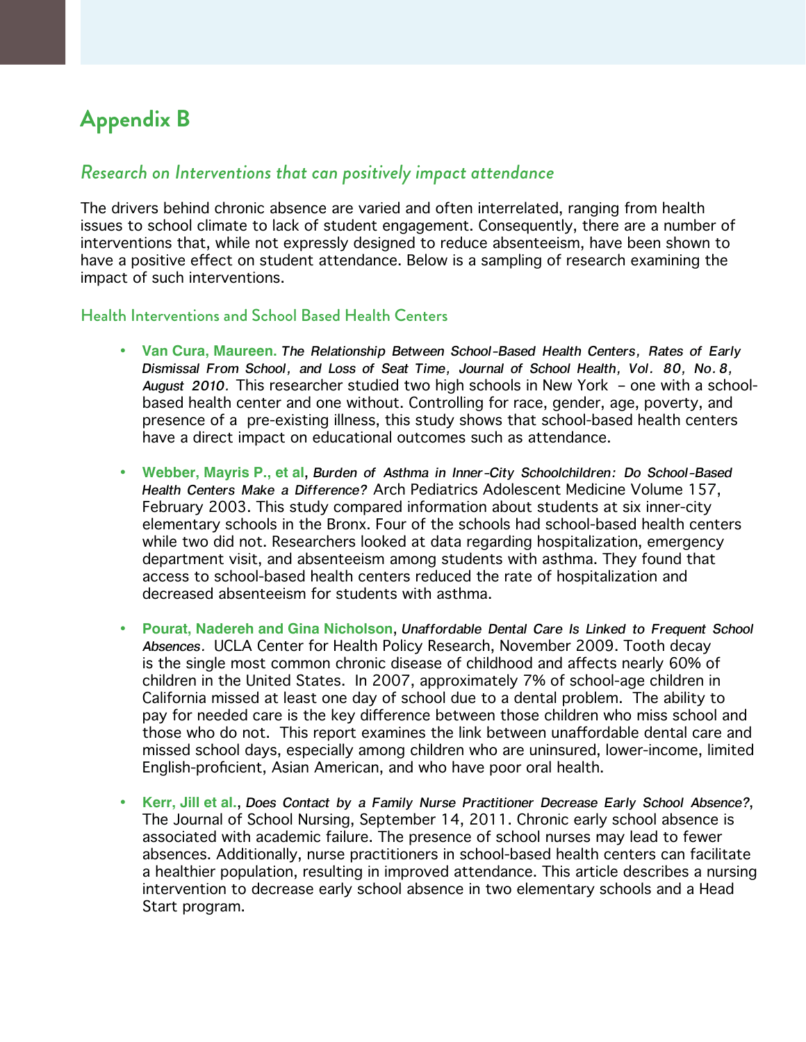# Appendix B

## *Research on Interventions that can positively impact attendance*

The drivers behind chronic absence are varied and often interrelated, ranging from health issues to school climate to lack of student engagement. Consequently, there are a number of interventions that, while not expressly designed to reduce absenteeism, have been shown to have a positive effect on student attendance. Below is a sampling of research examining the impact of such interventions.

### Health Interventions and School Based Health Centers

- **Van Cura, Maureen.** *The Relationship Between School-Based Health Centers, Rates of Early Dismissal From School, and Loss of Seat Time, Journal of School Health, Vol. 80, No. 8, August 2010.* This researcher studied two high schools in New York – one with a school-based health center and one without. Controlling for race, gender, age, poverty, and presence of a pre-existing illness, this study shows that school-based health centers have a direct impact on educational outcomes such as attendance.

- **Webber, Mayris P., et al**, *Burden of Asthma in Inner-City Schoolchildren: Do School-Based Health Centers Make a Difference?* Arch Pediatrics Adolescent Medicine Volume 157, February 2003. This study compared information about students at six inner-city elementary schools in the Bronx. Four of the schools had school-based health centers while two did not. Researchers looked at data regarding hospitalization, emergency department visit, and absenteeism among students with asthma. They found that access to school-based health centers reduced the rate of hospitalization and decreased absenteeism for students with asthma.

- **Pourat, Nadereh and Gina Nicholson**, *Unaffordable Dental Care Is Linked to Frequent School Absences.* UCLA Center for Health Policy Research, November 2009. Tooth decay is the single most common chronic disease of childhood and affects nearly 60% of children in the United States. In 2007, approximately 7% of school-age children in California missed at least one day of school due to a dental problem. The ability to pay for needed care is the key difference between those children who miss school and those who do not. This report examines the link between unaffordable dental care and missed school days, especially among children who are uninsured, lower-income, limited English-proficient, Asian American, and who have poor oral health.

- **Kerr, Jill et al.**, *Does Contact by a Family Nurse Practitioner Decrease Early School Absence?*, The Journal of School Nursing, September 14, 2011. Chronic early school absence is associated with academic failure. The presence of school nurses may lead to fewer absences. Additionally, nurse practitioners in school-based health centers can facilitate a healthier population, resulting in improved attendance. This article describes a nursing intervention to decrease early school absence in two elementary schools and a Head Start program.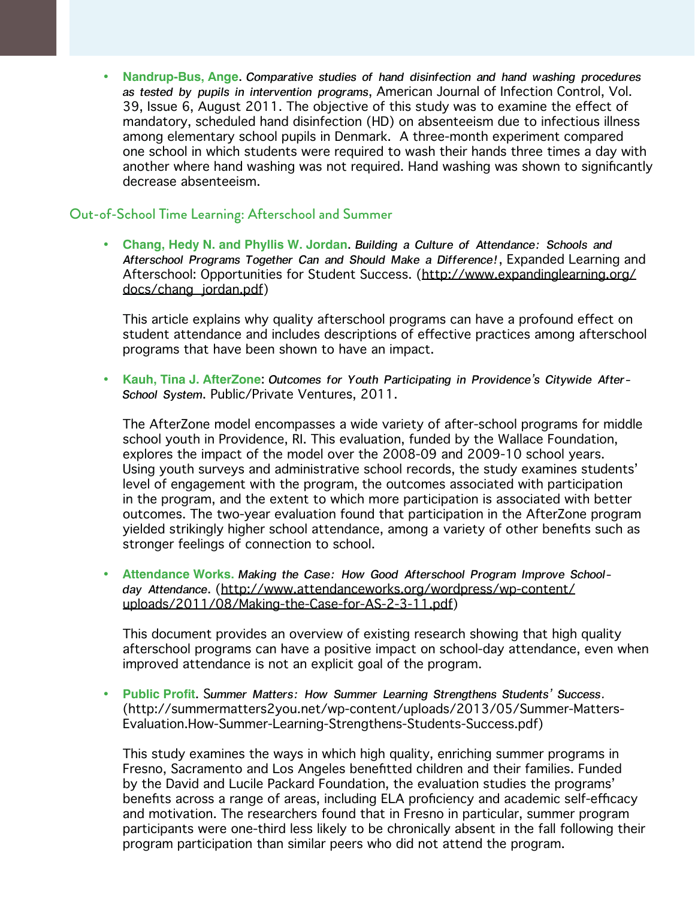- **Nandrup-Bus, Ange**. *Comparative studies of hand disinfection and hand washing procedures as tested by pupils in intervention programs*, American Journal of Infection Control, Vol. 39, Issue 6, August 2011. The objective of this study was to examine the effect of mandatory, scheduled hand disinfection (HD) on absenteeism due to infectious illness among elementary school pupils in Denmark. A three-month experiment compared one school in which students were required to wash their hands three times a day with another where hand washing was not required. Hand washing was shown to significantly decrease absenteeism.

## Out-of-School Time Learning: Afterschool and Summer

- **Chang, Hedy N. and Phyllis W. Jordan**. *Building a Culture of Attendance: Schools and Afterschool Programs Together Can and Should Make a Difference!*, Expanded Learning and Afterschool: Opportunities for Student Success. (http://www.expandinglearning.org/docs/chang_jordan.pdf)

  This article explains why quality afterschool programs can have a profound effect on student attendance and includes descriptions of effective practices among afterschool programs that have been shown to have an impact.

- **Kauh, Tina J. AfterZone**: *Outcomes for Youth Participating in Providence's Citywide After-School System*. Public/Private Ventures, 2011.

  The AfterZone model encompasses a wide variety of after-school programs for middle school youth in Providence, RI. This evaluation, funded by the Wallace Foundation, explores the impact of the model over the 2008-09 and 2009-10 school years. Using youth surveys and administrative school records, the study examines students' level of engagement with the program, the outcomes associated with participation in the program, and the extent to which more participation is associated with better outcomes. The two-year evaluation found that participation in the AfterZone program yielded strikingly higher school attendance, among a variety of other benefits such as stronger feelings of connection to school.

- **Attendance Works.** *Making the Case: How Good Afterschool Program Improve School-day Attendance*. (http://www.attendanceworks.org/wordpress/wp-content/uploads/2011/08/Making-the-Case-for-AS-2-3-11.pdf)

  This document provides an overview of existing research showing that high quality afterschool programs can have a positive impact on school-day attendance, even when improved attendance is not an explicit goal of the program.

- **Public Profit**. *Summer Matters: How Summer Learning Strengthens Students' Success*. (http://summermatters2you.net/wp-content/uploads/2013/05/Summer-Matters-Evaluation.How-Summer-Learning-Strengthens-Students-Success.pdf)

  This study examines the ways in which high quality, enriching summer programs in Fresno, Sacramento and Los Angeles benefitted children and their families. Funded by the David and Lucile Packard Foundation, the evaluation studies the programs' benefits across a range of areas, including ELA proficiency and academic self-efficacy and motivation. The researchers found that in Fresno in particular, summer program participants were one-third less likely to be chronically absent in the fall following their program participation than similar peers who did not attend the program.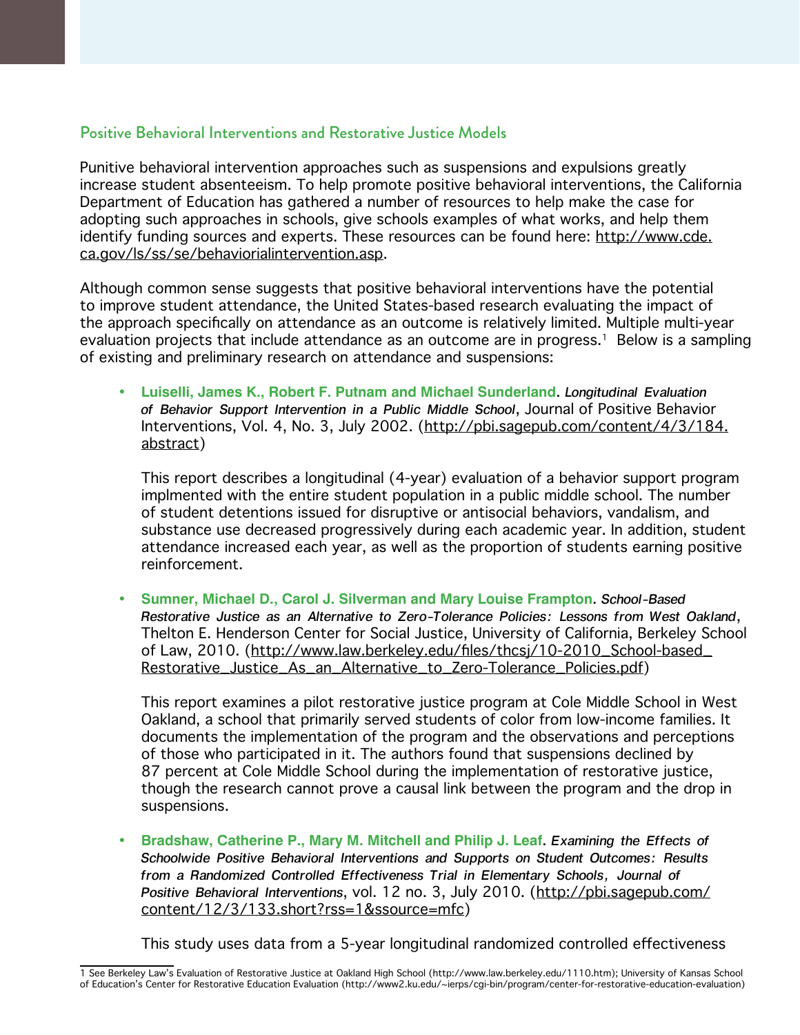## Positive Behavioral Interventions and Restorative Justice Models

Punitive behavioral intervention approaches such as suspensions and expulsions greatly increase student absenteeism. To help promote positive behavioral interventions, the California Department of Education has gathered a number of resources to help make the case for adopting such approaches in schools, give schools examples of what works, and help them identify funding sources and experts. These resources can be found here: http://www.cde.ca.gov/ls/ss/se/behaviorialintervention.asp.

Although common sense suggests that positive behavioral interventions have the potential to improve student attendance, the United States-based research evaluating the impact of the approach specifically on attendance as an outcome is relatively limited. Multiple multi-year evaluation projects that include attendance as an outcome are in progress.[1] Below is a sampling of existing and preliminary research on attendance and suspensions:

- **Luiselli, James K., Robert F. Putnam and Michael Sunderland**. *Longitudinal Evaluation of Behavior Support Intervention in a Public Middle School*, Journal of Positive Behavior Interventions, Vol. 4, No. 3, July 2002. (http://pbi.sagepub.com/content/4/3/184.abstract)

  This report describes a longitudinal (4-year) evaluation of a behavior support program implmented with the entire student population in a public middle school. The number of student detentions issued for disruptive or antisocial behaviors, vandalism, and substance use decreased progressively during each academic year. In addition, student attendance increased each year, as well as the proportion of students earning positive reinforcement.

- **Sumner, Michael D., Carol J. Silverman and Mary Louise Frampton**. *School-Based Restorative Justice as an Alternative to Zero-Tolerance Policies: Lessons from West Oakland*, Thelton E. Henderson Center for Social Justice, University of California, Berkeley School of Law, 2010. (http://www.law.berkeley.edu/files/thcsj/10-2010_School-based_Restorative_Justice_As_an_Alternative_to_Zero-Tolerance_Policies.pdf)

  This report examines a pilot restorative justice program at Cole Middle School in West Oakland, a school that primarily served students of color from low-income families. It documents the implementation of the program and the observations and perceptions of those who participated in it. The authors found that suspensions declined by 87 percent at Cole Middle School during the implementation of restorative justice, though the research cannot prove a causal link between the program and the drop in suspensions.

- **Bradshaw, Catherine P., Mary M. Mitchell and Philip J. Leaf**. *Examining the Effects of Schoolwide Positive Behavioral Interventions and Supports on Student Outcomes: Results from a Randomized Controlled Effectiveness Trial in Elementary Schools, Journal of Positive Behavioral Interventions*, vol. 12 no. 3, July 2010. (http://pbi.sagepub.com/content/12/3/133.short?rss=1&ssource=mfc)

  This study uses data from a 5-year longitudinal randomized controlled effectiveness

[1] See Berkeley Law's Evaluation of Restorative Justice at Oakland High School (http://www.law.berkeley.edu/1110.htm); University of Kansas School of Education's Center for Restorative Education Evaluation (http://www2.ku.edu/~ierps/cgi-bin/program/center-for-restorative-education-evaluation)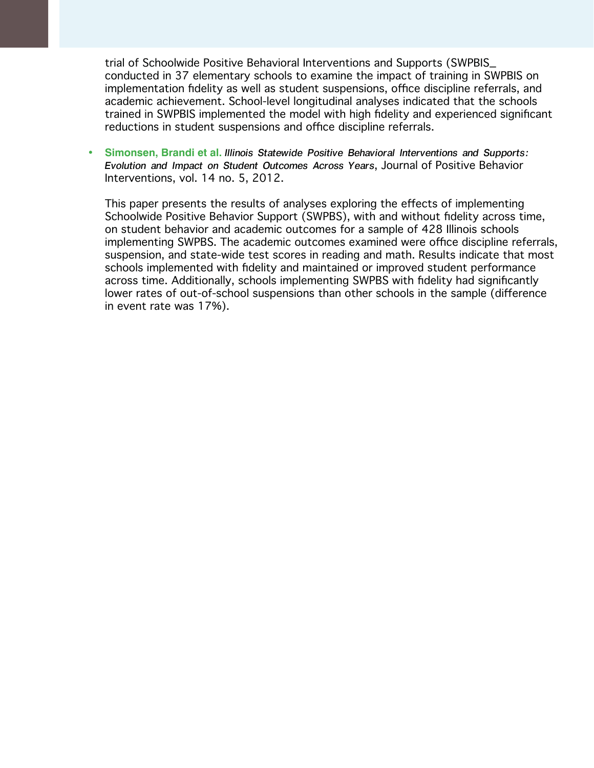trial of Schoolwide Positive Behavioral Interventions and Supports (SWPBIS_ conducted in 37 elementary schools to examine the impact of training in SWPBIS on implementation fidelity as well as student suspensions, office discipline referrals, and academic achievement. School-level longitudinal analyses indicated that the schools trained in SWPBIS implemented the model with high fidelity and experienced significant reductions in student suspensions and office discipline referrals.

- **Simonsen, Brandi et al.** *Illinois Statewide Positive Behavioral Interventions and Supports: Evolution and Impact on Student Outcomes Across Years*, Journal of Positive Behavior Interventions, vol. 14 no. 5, 2012.

  This paper presents the results of analyses exploring the effects of implementing Schoolwide Positive Behavior Support (SWPBS), with and without fidelity across time, on student behavior and academic outcomes for a sample of 428 Illinois schools implementing SWPBS. The academic outcomes examined were office discipline referrals, suspension, and state-wide test scores in reading and math. Results indicate that most schools implemented with fidelity and maintained or improved student performance across time. Additionally, schools implementing SWPBS with fidelity had significantly lower rates of out-of-school suspensions than other schools in the sample (difference in event rate was 17%).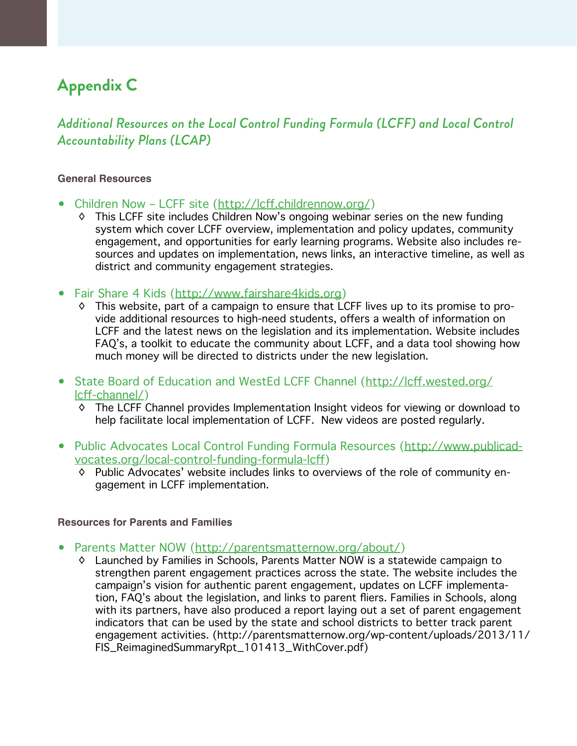# Appendix C

## *Additional Resources on the Local Control Funding Formula (LCFF) and Local Control Accountability Plans (LCAP)*

**General Resources**

- Children Now – LCFF site (http://lcff.childrennow.org/)
  - ◊ This LCFF site includes Children Now's ongoing webinar series on the new funding system which cover LCFF overview, implementation and policy updates, community engagement, and opportunities for early learning programs. Website also includes resources and updates on implementation, news links, an interactive timeline, as well as district and community engagement strategies.

- Fair Share 4 Kids (http://www.fairshare4kids.org)
  - ◊ This website, part of a campaign to ensure that LCFF lives up to its promise to provide additional resources to high-need students, offers a wealth of information on LCFF and the latest news on the legislation and its implementation. Website includes FAQ's, a toolkit to educate the community about LCFF, and a data tool showing how much money will be directed to districts under the new legislation.

- State Board of Education and WestEd LCFF Channel (http://lcff.wested.org/lcff-channel/)
  - ◊ The LCFF Channel provides Implementation Insight videos for viewing or download to help facilitate local implementation of LCFF. New videos are posted regularly.

- Public Advocates Local Control Funding Formula Resources (http://www.publicadvocates.org/local-control-funding-formula-lcff)
  - ◊ Public Advocates' website includes links to overviews of the role of community engagement in LCFF implementation.

**Resources for Parents and Families**

- Parents Matter NOW (http://parentsmatternow.org/about/)
  - ◊ Launched by Families in Schools, Parents Matter NOW is a statewide campaign to strengthen parent engagement practices across the state. The website includes the campaign's vision for authentic parent engagement, updates on LCFF implementation, FAQ's about the legislation, and links to parent fliers. Families in Schools, along with its partners, have also produced a report laying out a set of parent engagement indicators that can be used by the state and school districts to better track parent engagement activities. (http://parentsmatternow.org/wp-content/uploads/2013/11/FIS_ReimaginedSummaryRpt_101413_WithCover.pdf)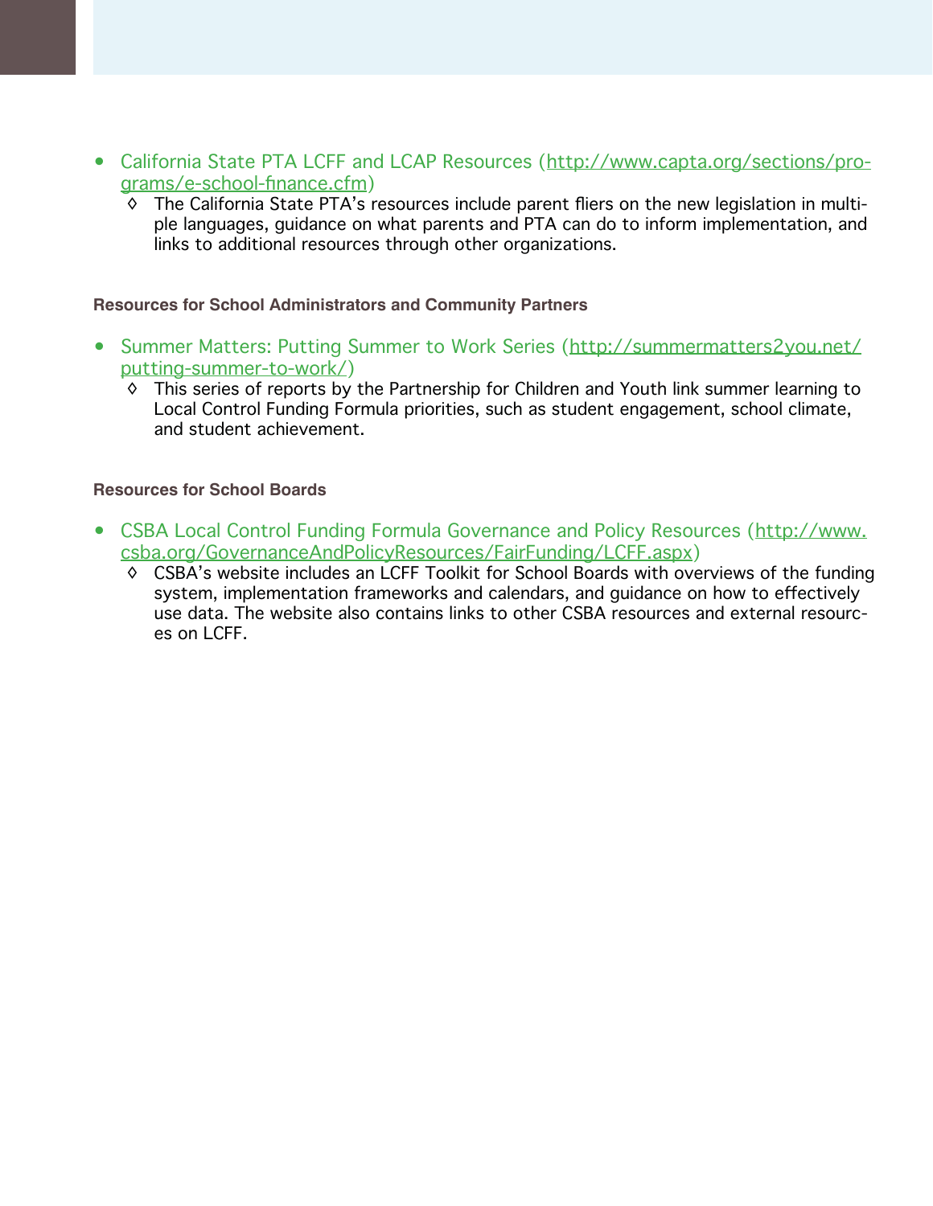- California State PTA LCFF and LCAP Resources (http://www.capta.org/sections/programs/e-school-finance.cfm)
  - ◊ The California State PTA's resources include parent fliers on the new legislation in multiple languages, guidance on what parents and PTA can do to inform implementation, and links to additional resources through other organizations.

**Resources for School Administrators and Community Partners**

- Summer Matters: Putting Summer to Work Series (http://summermatters2you.net/putting-summer-to-work/)
  - ◊ This series of reports by the Partnership for Children and Youth link summer learning to Local Control Funding Formula priorities, such as student engagement, school climate, and student achievement.

**Resources for School Boards**

- CSBA Local Control Funding Formula Governance and Policy Resources (http://www.csba.org/GovernanceAndPolicyResources/FairFunding/LCFF.aspx)
  - ◊ CSBA's website includes an LCFF Toolkit for School Boards with overviews of the funding system, implementation frameworks and calendars, and guidance on how to effectively use data. The website also contains links to other CSBA resources and external resources on LCFF.